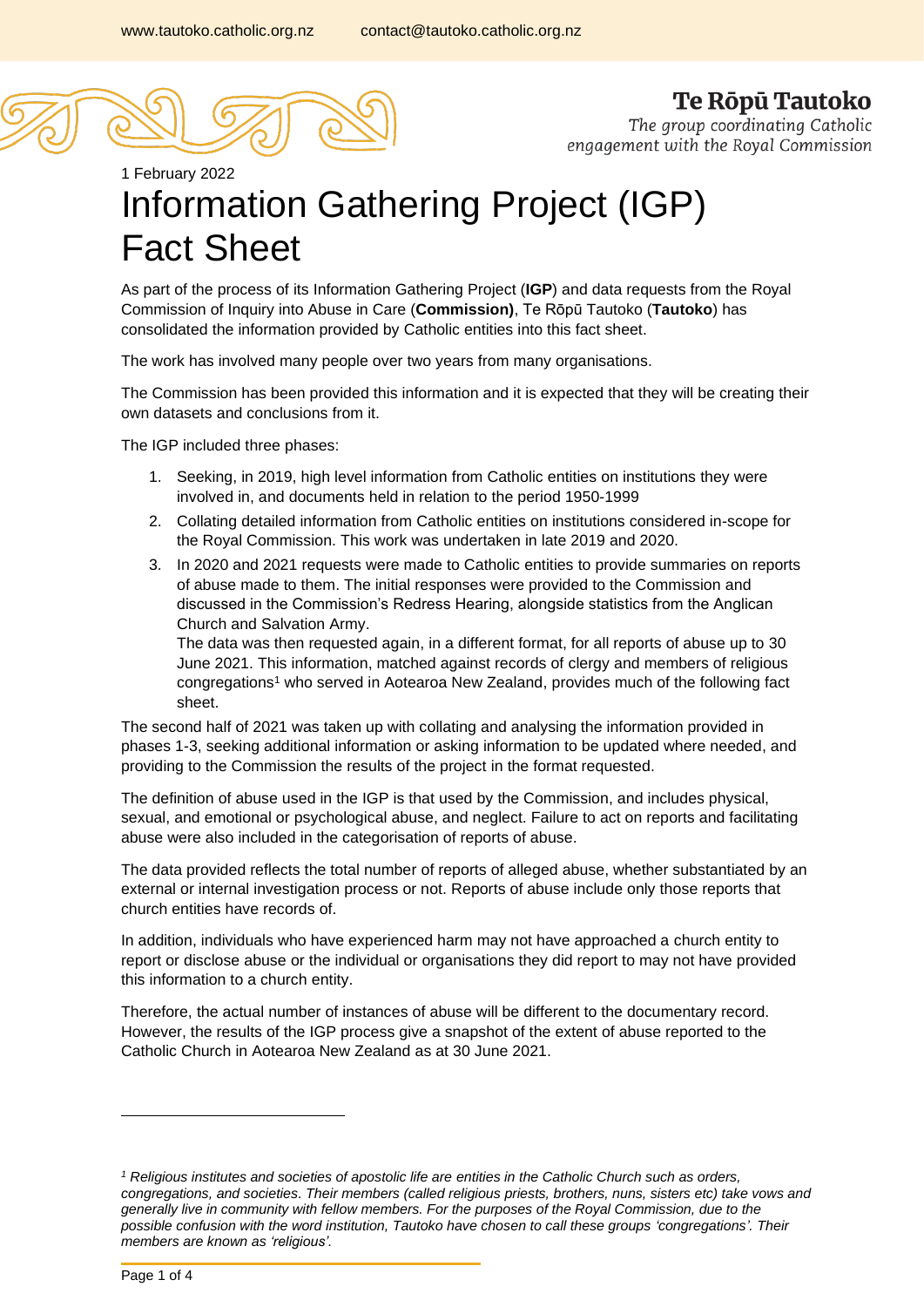www.tautoko.catholic.org.nz contact@tautoko.catholic.org.nz

**Te Rōpū Tautoko**

*The group coordinating Catholic engagement with the Royal Commission*

1 February 2022

# Information Gathering Project (IGP) Fact Sheet

As part of the process of its Information Gathering Project (**IGP**) and data requests from the Royal Commission of Inquiry into Abuse in Care (**Commission)**, Te Rōpū Tautoko (**Tautoko**) has consolidated the information provided by Catholic entities into this fact sheet.

The work has involved many people over two years from many organisations.

The Commission has been provided this information and it is expected that they will be creating their own datasets and conclusions from it.

The IGP included three phases:

1. Seeking, in 2019, high level information from Catholic entities on institutions they were involved in, and documents held in relation to the period 1950-1999
2. Collating detailed information from Catholic entities on institutions considered in-scope for the Royal Commission. This work was undertaken in late 2019 and 2020.
3. In 2020 and 2021 requests were made to Catholic entities to provide summaries on reports of abuse made to them. The initial responses were provided to the Commission and discussed in the Commission's Redress Hearing, alongside statistics from the Anglican Church and Salvation Army.
   The data was then requested again, in a different format, for all reports of abuse up to 30 June 2021. This information, matched against records of clergy and members of religious congregations[1] who served in Aotearoa New Zealand, provides much of the following fact sheet.

The second half of 2021 was taken up with collating and analysing the information provided in phases 1-3, seeking additional information or asking information to be updated where needed, and providing to the Commission the results of the project in the format requested.

The definition of abuse used in the IGP is that used by the Commission, and includes physical, sexual, and emotional or psychological abuse, and neglect. Failure to act on reports and facilitating abuse were also included in the categorisation of reports of abuse.

The data provided reflects the total number of reports of alleged abuse, whether substantiated by an external or internal investigation process or not. Reports of abuse include only those reports that church entities have records of.

In addition, individuals who have experienced harm may not have approached a church entity to report or disclose abuse or the individual or organisations they did report to may not have provided this information to a church entity.

Therefore, the actual number of instances of abuse will be different to the documentary record. However, the results of the IGP process give a snapshot of the extent of abuse reported to the Catholic Church in Aotearoa New Zealand as at 30 June 2021.

---

*[1] Religious institutes and societies of apostolic life are entities in the Catholic Church such as orders, congregations, and societies. Their members (called religious priests, brothers, nuns, sisters etc) take vows and generally live in community with fellow members. For the purposes of the Royal Commission, due to the possible confusion with the word institution, Tautoko have chosen to call these groups 'congregations'. Their members are known as 'religious'.*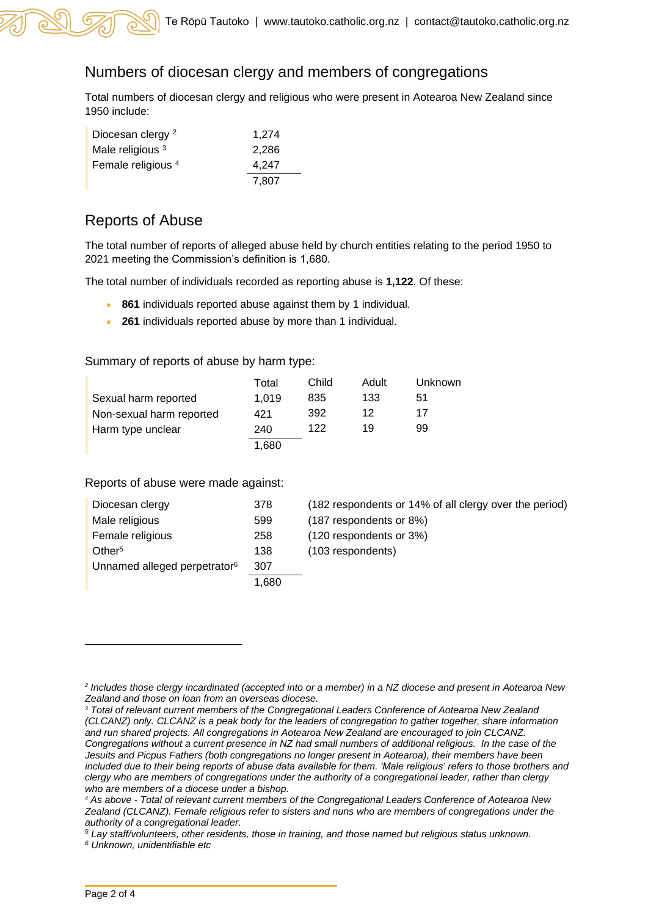## Numbers of diocesan clergy and members of congregations

Total numbers of diocesan clergy and religious who were present in Aotearoa New Zealand since 1950 include:

| | |
|---|---|
| Diocesan clergy [2] | 1,274 |
| Male religious [3] | 2,286 |
| Female religious [4] | 4,247 |
| | 7,807 |

## Reports of Abuse

The total number of reports of alleged abuse held by church entities relating to the period 1950 to 2021 meeting the Commission's definition is 1,680.

The total number of individuals recorded as reporting abuse is **1,122**. Of these:

- **861** individuals reported abuse against them by 1 individual.
- **261** individuals reported abuse by more than 1 individual.

Summary of reports of abuse by harm type:

| | Total | Child | Adult | Unknown |
|---|---|---|---|---|
| Sexual harm reported | 1,019 | 835 | 133 | 51 |
| Non-sexual harm reported | 421 | 392 | 12 | 17 |
| Harm type unclear | 240 | 122 | 19 | 99 |
| | 1,680 | | | |

Reports of abuse were made against:

| | | |
|---|---|---|
| Diocesan clergy | 378 | (182 respondents or 14% of all clergy over the period) |
| Male religious | 599 | (187 respondents or 8%) |
| Female religious | 258 | (120 respondents or 3%) |
| Other[5] | 138 | (103 respondents) |
| Unnamed alleged perpetrator[6] | 307 | |
| | 1,680 | |

---

[2] *Includes those clergy incardinated (accepted into or a member) in a NZ diocese and present in Aotearoa New Zealand and those on loan from an overseas diocese.*

[3] *Total of relevant current members of the Congregational Leaders Conference of Aotearoa New Zealand (CLCANZ) only. CLCANZ is a peak body for the leaders of congregation to gather together, share information and run shared projects. All congregations in Aotearoa New Zealand are encouraged to join CLCANZ. Congregations without a current presence in NZ had small numbers of additional religious. In the case of the Jesuits and Picpus Fathers (both congregations no longer present in Aotearoa), their members have been included due to their being reports of abuse data available for them. 'Male religious' refers to those brothers and clergy who are members of congregations under the authority of a congregational leader, rather than clergy who are members of a diocese under a bishop.*

[4] *As above - Total of relevant current members of the Congregational Leaders Conference of Aotearoa New Zealand (CLCANZ). Female religious refer to sisters and nuns who are members of congregations under the authority of a congregational leader.*

[5] *Lay staff/volunteers, other residents, those in training, and those named but religious status unknown.*

[6] *Unknown, unidentifiable etc*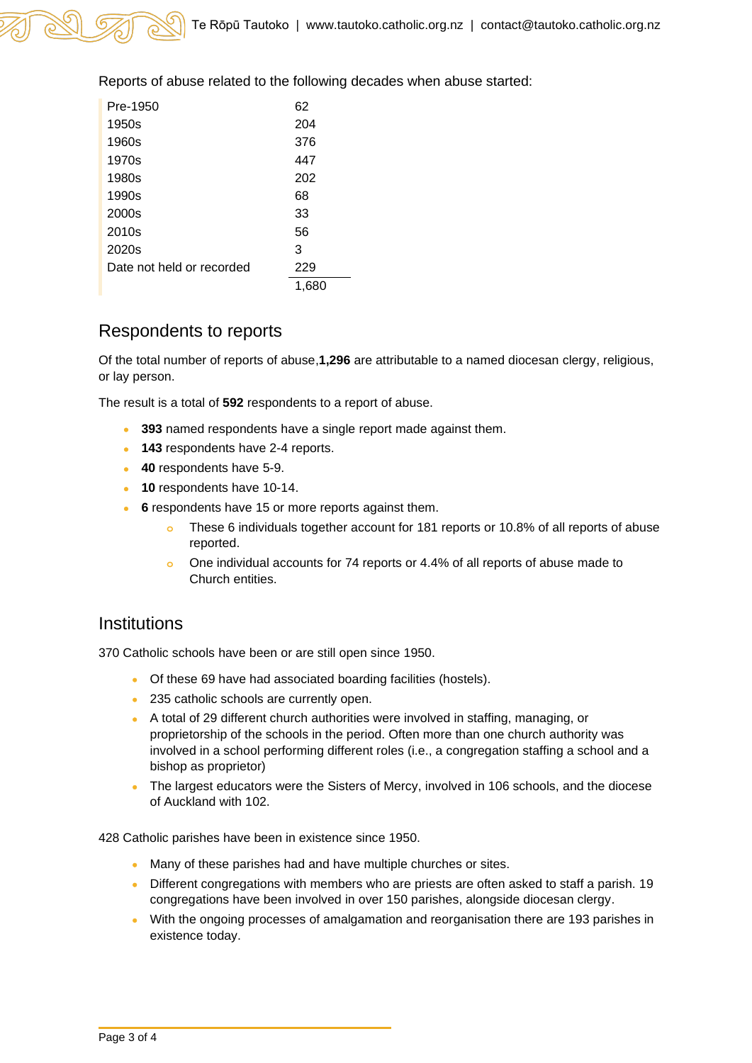Reports of abuse related to the following decades when abuse started:

| Decade | Reports |
|---|---|
| Pre-1950 | 62 |
| 1950s | 204 |
| 1960s | 376 |
| 1970s | 447 |
| 1980s | 202 |
| 1990s | 68 |
| 2000s | 33 |
| 2010s | 56 |
| 2020s | 3 |
| Date not held or recorded | 229 |
| | 1,680 |

## Respondents to reports

Of the total number of reports of abuse,**1,296** are attributable to a named diocesan clergy, religious, or lay person.

The result is a total of **592** respondents to a report of abuse.

- **393** named respondents have a single report made against them.
- **143** respondents have 2-4 reports.
- **40** respondents have 5-9.
- **10** respondents have 10-14.
- **6** respondents have 15 or more reports against them.
  - These 6 individuals together account for 181 reports or 10.8% of all reports of abuse reported.
  - One individual accounts for 74 reports or 4.4% of all reports of abuse made to Church entities.

## Institutions

370 Catholic schools have been or are still open since 1950.

- Of these 69 have had associated boarding facilities (hostels).
- 235 catholic schools are currently open.
- A total of 29 different church authorities were involved in staffing, managing, or proprietorship of the schools in the period. Often more than one church authority was involved in a school performing different roles (i.e., a congregation staffing a school and a bishop as proprietor)
- The largest educators were the Sisters of Mercy, involved in 106 schools, and the diocese of Auckland with 102.

428 Catholic parishes have been in existence since 1950.

- Many of these parishes had and have multiple churches or sites.
- Different congregations with members who are priests are often asked to staff a parish. 19 congregations have been involved in over 150 parishes, alongside diocesan clergy.
- With the ongoing processes of amalgamation and reorganisation there are 193 parishes in existence today.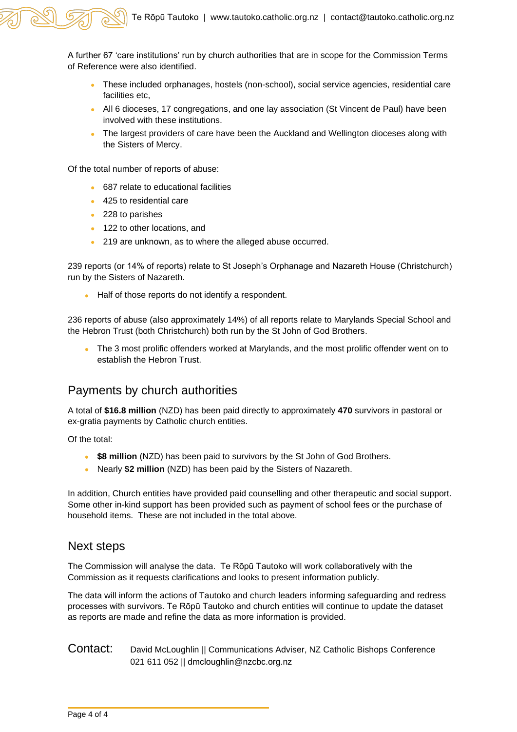A further 67 'care institutions' run by church authorities that are in scope for the Commission Terms of Reference were also identified.

- These included orphanages, hostels (non-school), social service agencies, residential care facilities etc,
- All 6 dioceses, 17 congregations, and one lay association (St Vincent de Paul) have been involved with these institutions.
- The largest providers of care have been the Auckland and Wellington dioceses along with the Sisters of Mercy.

Of the total number of reports of abuse:

- 687 relate to educational facilities
- 425 to residential care
- 228 to parishes
- 122 to other locations, and
- 219 are unknown, as to where the alleged abuse occurred.

239 reports (or 14% of reports) relate to St Joseph's Orphanage and Nazareth House (Christchurch) run by the Sisters of Nazareth.

- Half of those reports do not identify a respondent.

236 reports of abuse (also approximately 14%) of all reports relate to Marylands Special School and the Hebron Trust (both Christchurch) both run by the St John of God Brothers.

- The 3 most prolific offenders worked at Marylands, and the most prolific offender went on to establish the Hebron Trust.

## Payments by church authorities

A total of **$16.8 million** (NZD) has been paid directly to approximately **470** survivors in pastoral or ex-gratia payments by Catholic church entities.

Of the total:

- **$8 million** (NZD) has been paid to survivors by the St John of God Brothers.
- Nearly **$2 million** (NZD) has been paid by the Sisters of Nazareth.

In addition, Church entities have provided paid counselling and other therapeutic and social support. Some other in-kind support has been provided such as payment of school fees or the purchase of household items. These are not included in the total above.

## Next steps

The Commission will analyse the data. Te Rōpū Tautoko will work collaboratively with the Commission as it requests clarifications and looks to present information publicly.

The data will inform the actions of Tautoko and church leaders informing safeguarding and redress processes with survivors. Te Rōpū Tautoko and church entities will continue to update the dataset as reports are made and refine the data as more information is provided.

**Contact:** David McLoughlin || Communications Adviser, NZ Catholic Bishops Conference
021 611 052 || dmcloughlin@nzcbc.org.nz